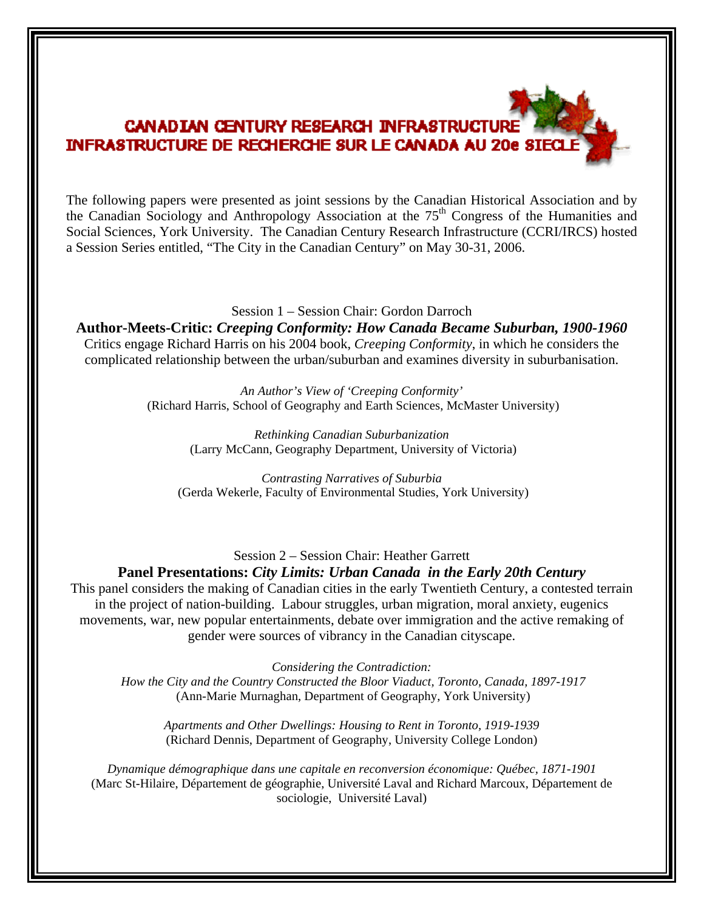# CANADIAN CENTURY RESEARCH INFRASTRUCTURE
# INFRASTRUCTURE DE RECHERCHE SUR LE CANADA AU 20e SIECLE

The following papers were presented as joint sessions by the Canadian Historical Association and by the Canadian Sociology and Anthropology Association at the 75th Congress of the Humanities and Social Sciences, York University. The Canadian Century Research Infrastructure (CCRI/IRCS) hosted a Session Series entitled, "The City in the Canadian Century" on May 30-31, 2006.

Session 1 – Session Chair: Gordon Darroch

## Author-Meets-Critic: *Creeping Conformity: How Canada Became Suburban, 1900-1960*

Critics engage Richard Harris on his 2004 book, *Creeping Conformity*, in which he considers the complicated relationship between the urban/suburban and examines diversity in suburbanisation.

*An Author's View of 'Creeping Conformity'*
(Richard Harris, School of Geography and Earth Sciences, McMaster University)

*Rethinking Canadian Suburbanization*
(Larry McCann, Geography Department, University of Victoria)

*Contrasting Narratives of Suburbia*
(Gerda Wekerle, Faculty of Environmental Studies, York University)

Session 2 – Session Chair: Heather Garrett

## Panel Presentations: *City Limits: Urban Canada in the Early 20th Century*

This panel considers the making of Canadian cities in the early Twentieth Century, a contested terrain in the project of nation-building. Labour struggles, urban migration, moral anxiety, eugenics movements, war, new popular entertainments, debate over immigration and the active remaking of gender were sources of vibrancy in the Canadian cityscape.

*Considering the Contradiction:*
*How the City and the Country Constructed the Bloor Viaduct, Toronto, Canada, 1897-1917*
(Ann-Marie Murnaghan, Department of Geography, York University)

*Apartments and Other Dwellings: Housing to Rent in Toronto, 1919-1939*
(Richard Dennis, Department of Geography, University College London)

*Dynamique démographique dans une capitale en reconversion économique: Québec, 1871-1901*
(Marc St-Hilaire, Département de géographie, Université Laval and Richard Marcoux, Département de sociologie, Université Laval)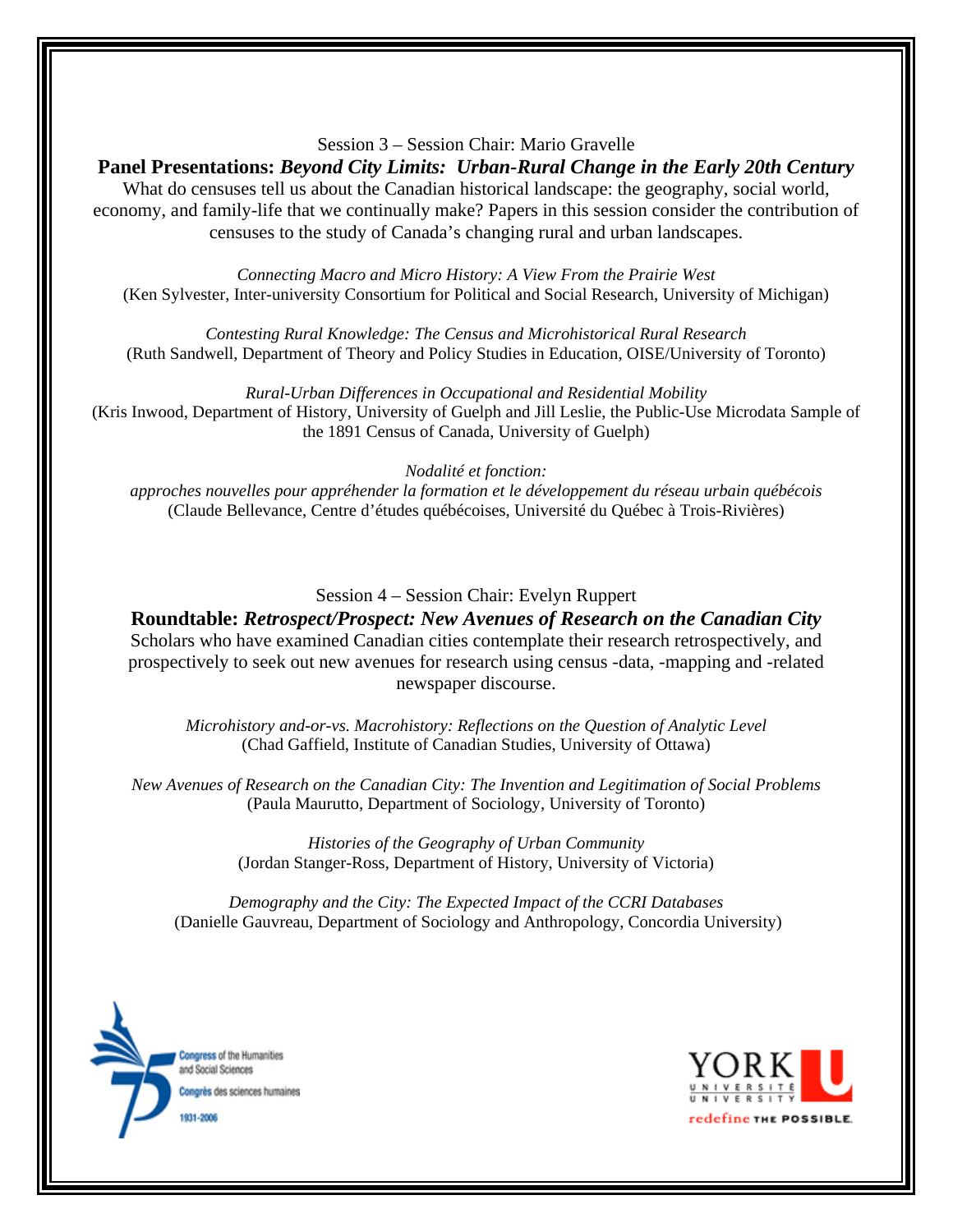Session 3 – Session Chair: Mario Gravelle

**Panel Presentations: *Beyond City Limits: Urban-Rural Change in the Early 20th Century***

What do censuses tell us about the Canadian historical landscape: the geography, social world, economy, and family-life that we continually make? Papers in this session consider the contribution of censuses to the study of Canada's changing rural and urban landscapes.

*Connecting Macro and Micro History: A View From the Prairie West*
(Ken Sylvester, Inter-university Consortium for Political and Social Research, University of Michigan)

*Contesting Rural Knowledge: The Census and Microhistorical Rural Research*
(Ruth Sandwell, Department of Theory and Policy Studies in Education, OISE/University of Toronto)

*Rural-Urban Differences in Occupational and Residential Mobility*
(Kris Inwood, Department of History, University of Guelph and Jill Leslie, the Public-Use Microdata Sample of the 1891 Census of Canada, University of Guelph)

*Nodalité et fonction: approches nouvelles pour appréhender la formation et le développement du réseau urbain québécois*
(Claude Bellevance, Centre d'études québécoises, Université du Québec à Trois-Rivières)

Session 4 – Session Chair: Evelyn Ruppert

**Roundtable: *Retrospect/Prospect: New Avenues of Research on the Canadian City***

Scholars who have examined Canadian cities contemplate their research retrospectively, and prospectively to seek out new avenues for research using census -data, -mapping and -related newspaper discourse.

*Microhistory and-or-vs. Macrohistory: Reflections on the Question of Analytic Level*
(Chad Gaffield, Institute of Canadian Studies, University of Ottawa)

*New Avenues of Research on the Canadian City: The Invention and Legitimation of Social Problems*
(Paula Maurutto, Department of Sociology, University of Toronto)

*Histories of the Geography of Urban Community*
(Jordan Stanger-Ross, Department of History, University of Victoria)

*Demography and the City: The Expected Impact of the CCRI Databases*
(Danielle Gauvreau, Department of Sociology and Anthropology, Concordia University)

Congress of the Humanities and Social Sciences
Congrès des sciences humaines
1931-2006

YORK UNIVERSITÉ UNIVERSITY
redefine THE POSSIBLE.